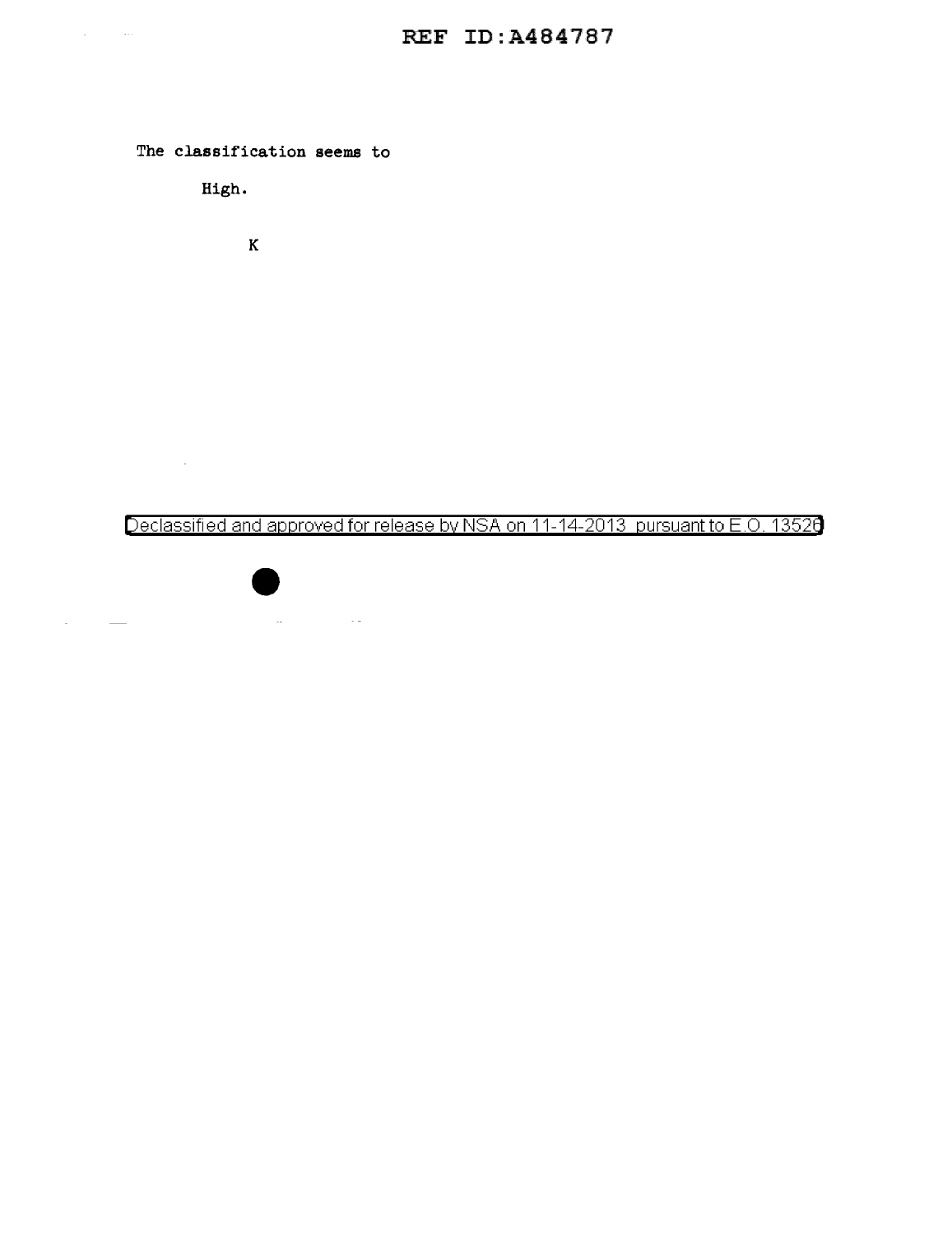The classification seems to

High.

K

Declassified and approved for release by NSA on 11-14-2013 pursuant to E.O. 13526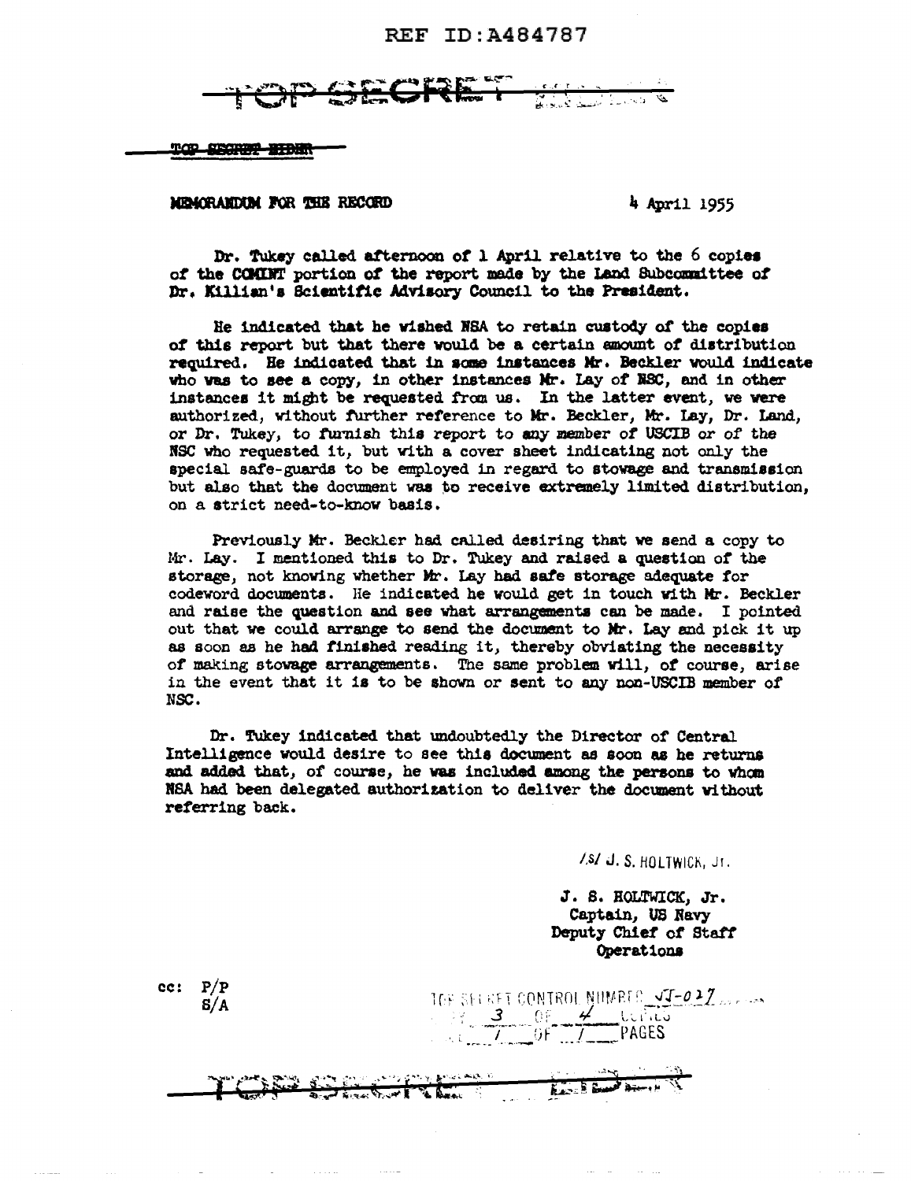REF ID:A484787

TOP SECRET

~~TOP SECRET EIDER~~

MEMORANDUM FOR THE RECORD

4 April 1955

Dr. Tukey called afternoon of 1 April relative to the 6 copies of the COMINT portion of the report made by the Land Subcommittee of Dr. Killian's Scientific Advisory Council to the President.

He indicated that he wished NSA to retain custody of the copies of this report but that there would be a certain amount of distribution required. He indicated that in some instances Mr. Beckler would indicate who was to see a copy, in other instances Mr. Lay of NSC, and in other instances it might be requested from us. In the latter event, we were authorized, without further reference to Mr. Beckler, Mr. Lay, Dr. Land, or Dr. Tukey, to furnish this report to any member of USCIB or of the NSC who requested it, but with a cover sheet indicating not only the special safe-guards to be employed in regard to stowage and transmission but also that the document was to receive extremely limited distribution, on a strict need-to-know basis.

Previously Mr. Beckler had called desiring that we send a copy to Mr. Lay. I mentioned this to Dr. Tukey and raised a question of the storage, not knowing whether Mr. Lay had safe storage adequate for codeword documents. He indicated he would get in touch with Mr. Beckler and raise the question and see what arrangements can be made. I pointed out that we could arrange to send the document to Mr. Lay and pick it up as soon as he had finished reading it, thereby obviating the necessity of making stowage arrangements. The same problem will, of course, arise in the event that it is to be shown or sent to any non-USCIB member of NSC.

Dr. Tukey indicated that undoubtedly the Director of Central Intelligence would desire to see this document as soon as he returns and added that, of course, he was included among the persons to whom NSA had been delegated authorization to deliver the document without referring back.

/S/ J. S. HOLTWICK, Jr.

J. S. HOLTWICK, Jr.
Captain, US Navy
Deputy Chief of Staff
Operations

cc: P/P
S/A

TOP SECRET CONTROL NUMBER VJ-027
COPY 3 OF 4 COPIES
PAGE 1 OF 1 PAGES

TOP SECRET EIDER